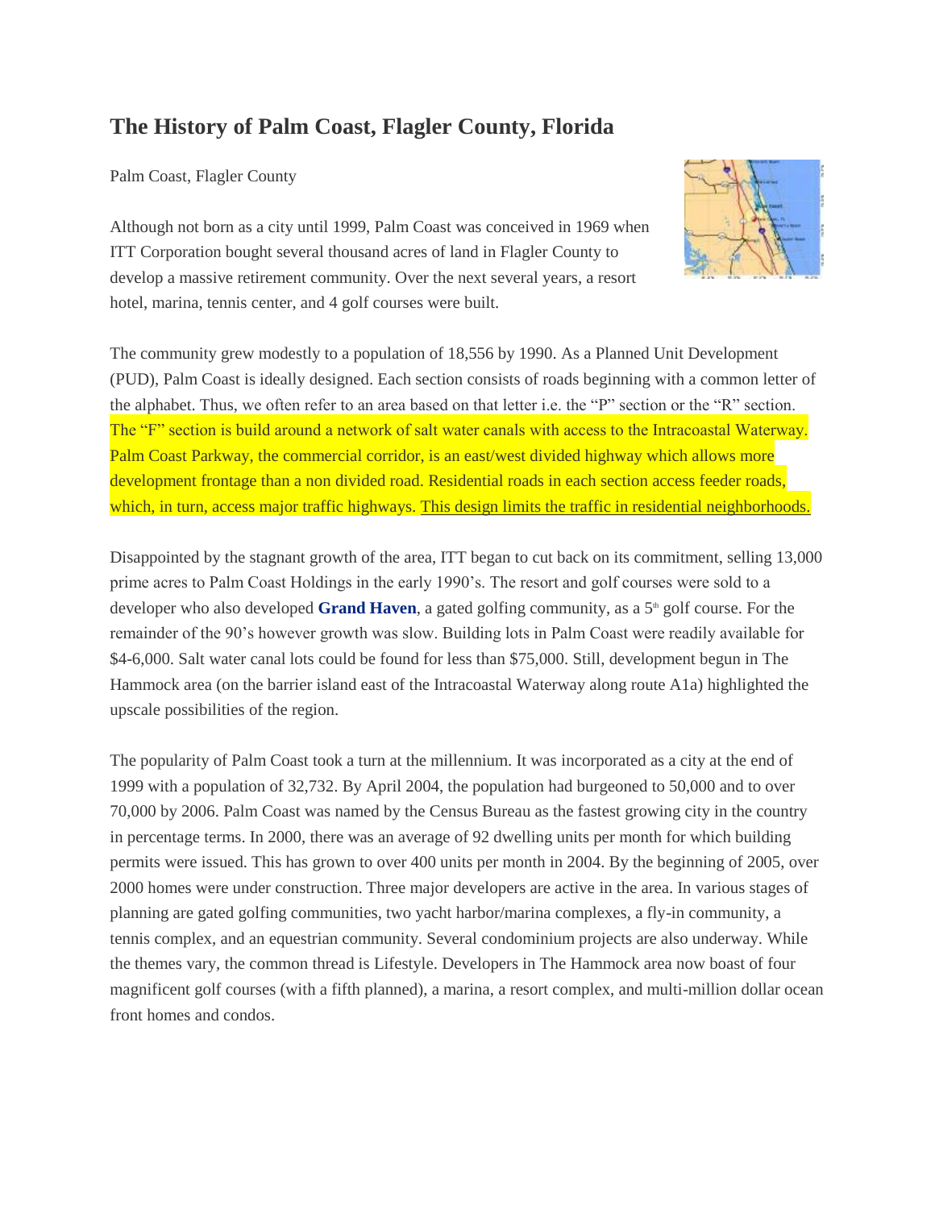# The History of Palm Coast, Flagler County, Florida

Palm Coast, Flagler County

Although not born as a city until 1999, Palm Coast was conceived in 1969 when ITT Corporation bought several thousand acres of land in Flagler County to develop a massive retirement community. Over the next several years, a resort hotel, marina, tennis center, and 4 golf courses were built.

The community grew modestly to a population of 18,556 by 1990. As a Planned Unit Development (PUD), Palm Coast is ideally designed. Each section consists of roads beginning with a common letter of the alphabet. Thus, we often refer to an area based on that letter i.e. the "P" section or the "R" section. The "F" section is build around a network of salt water canals with access to the Intracoastal Waterway. Palm Coast Parkway, the commercial corridor, is an east/west divided highway which allows more development frontage than a non divided road. Residential roads in each section access feeder roads, which, in turn, access major traffic highways. This design limits the traffic in residential neighborhoods.

Disappointed by the stagnant growth of the area, ITT began to cut back on its commitment, selling 13,000 prime acres to Palm Coast Holdings in the early 1990's. The resort and golf courses were sold to a developer who also developed **Grand Haven**, a gated golfing community, as a 5th golf course. For the remainder of the 90's however growth was slow. Building lots in Palm Coast were readily available for $4-6,000. Salt water canal lots could be found for less than $75,000. Still, development begun in The Hammock area (on the barrier island east of the Intracoastal Waterway along route A1a) highlighted the upscale possibilities of the region.

The popularity of Palm Coast took a turn at the millennium. It was incorporated as a city at the end of 1999 with a population of 32,732. By April 2004, the population had burgeoned to 50,000 and to over 70,000 by 2006. Palm Coast was named by the Census Bureau as the fastest growing city in the country in percentage terms. In 2000, there was an average of 92 dwelling units per month for which building permits were issued. This has grown to over 400 units per month in 2004. By the beginning of 2005, over 2000 homes were under construction. Three major developers are active in the area. In various stages of planning are gated golfing communities, two yacht harbor/marina complexes, a fly-in community, a tennis complex, and an equestrian community. Several condominium projects are also underway. While the themes vary, the common thread is Lifestyle. Developers in The Hammock area now boast of four magnificent golf courses (with a fifth planned), a marina, a resort complex, and multi-million dollar ocean front homes and condos.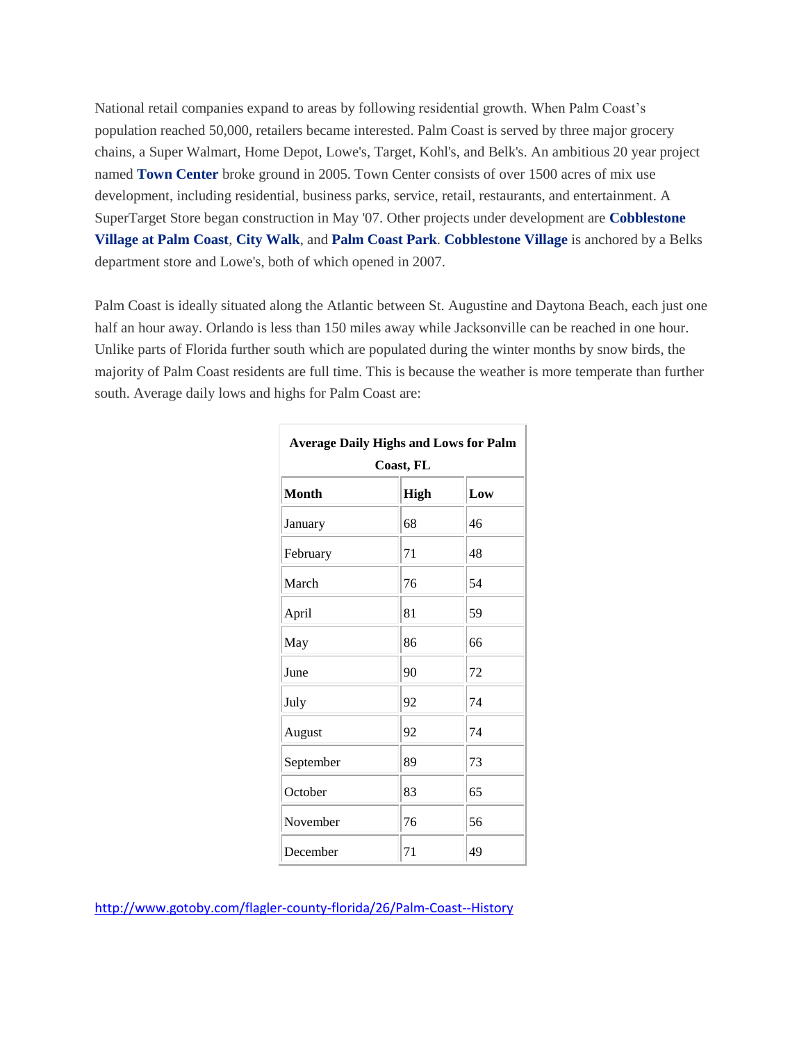National retail companies expand to areas by following residential growth. When Palm Coast's population reached 50,000, retailers became interested. Palm Coast is served by three major grocery chains, a Super Walmart, Home Depot, Lowe's, Target, Kohl's, and Belk's. An ambitious 20 year project named **Town Center** broke ground in 2005. Town Center consists of over 1500 acres of mix use development, including residential, business parks, service, retail, restaurants, and entertainment. A SuperTarget Store began construction in May '07. Other projects under development are **Cobblestone Village at Palm Coast**, **City Walk**, and **Palm Coast Park**. **Cobblestone Village** is anchored by a Belks department store and Lowe's, both of which opened in 2007.

Palm Coast is ideally situated along the Atlantic between St. Augustine and Daytona Beach, each just one half an hour away. Orlando is less than 150 miles away while Jacksonville can be reached in one hour. Unlike parts of Florida further south which are populated during the winter months by snow birds, the majority of Palm Coast residents are full time. This is because the weather is more temperate than further south. Average daily lows and highs for Palm Coast are:

**Average Daily Highs and Lows for Palm Coast, FL**

| Month | High | Low |
|---|---|---|
| January | 68 | 46 |
| February | 71 | 48 |
| March | 76 | 54 |
| April | 81 | 59 |
| May | 86 | 66 |
| June | 90 | 72 |
| July | 92 | 74 |
| August | 92 | 74 |
| September | 89 | 73 |
| October | 83 | 65 |
| November | 76 | 56 |
| December | 71 | 49 |

http://www.gotoby.com/flagler-county-florida/26/Palm-Coast--History